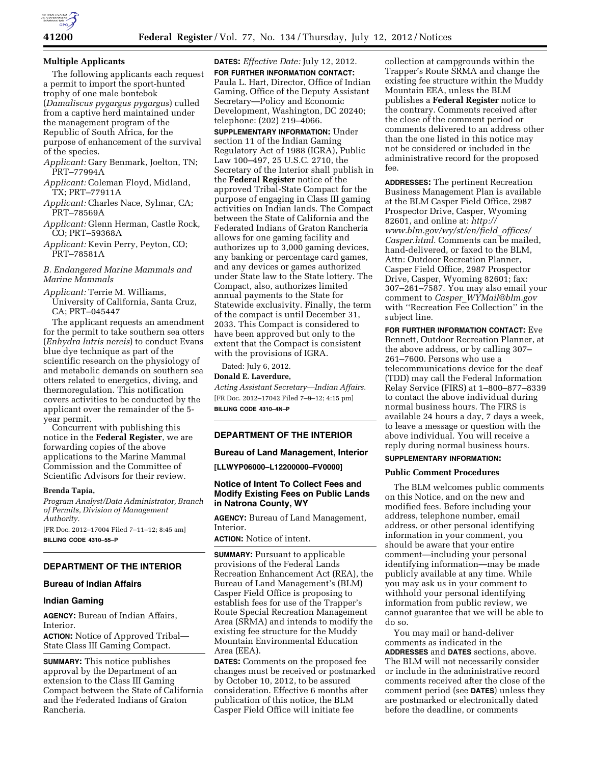## Multiple Applicants

The following applicants each request a permit to import the sport-hunted trophy of one male bontebok (*Damaliscus pygargus pygargus*) culled from a captive herd maintained under the management program of the Republic of South Africa, for the purpose of enhancement of the survival of the species.

*Applicant:* Gary Benmark, Joelton, TN; PRT–77994A

*Applicant:* Coleman Floyd, Midland, TX; PRT–77911A

*Applicant:* Charles Nace, Sylmar, CA; PRT–78569A

*Applicant:* Glenn Herman, Castle Rock, CO; PRT–59368A

*Applicant:* Kevin Perry, Peyton, CO; PRT–78581A

### *B. Endangered Marine Mammals and Marine Mammals*

*Applicant:* Terrie M. Williams, University of California, Santa Cruz, CA; PRT–045447

The applicant requests an amendment for the permit to take southern sea otters (*Enhydra lutris nereis*) to conduct Evans blue dye technique as part of the scientific research on the physiology of and metabolic demands on southern sea otters related to energetics, diving, and thermoregulation. This notification covers activities to be conducted by the applicant over the remainder of the 5-year permit.

Concurrent with publishing this notice in the **Federal Register**, we are forwarding copies of the above applications to the Marine Mammal Commission and the Committee of Scientific Advisors for their review.

**Brenda Tapia,**

*Program Analyst/Data Administrator, Branch of Permits, Division of Management Authority.*

[FR Doc. 2012–17004 Filed 7–11–12; 8:45 am]

**BILLING CODE 4310–55–P**

---

## DEPARTMENT OF THE INTERIOR

### Bureau of Indian Affairs

### Indian Gaming

**AGENCY:** Bureau of Indian Affairs, Interior.

**ACTION:** Notice of Approved Tribal—State Class III Gaming Compact.

**SUMMARY:** This notice publishes approval by the Department of an extension to the Class III Gaming Compact between the State of California and the Federated Indians of Graton Rancheria.

**DATES:** *Effective Date:* July 12, 2012.

**FOR FURTHER INFORMATION CONTACT:** Paula L. Hart, Director, Office of Indian Gaming, Office of the Deputy Assistant Secretary—Policy and Economic Development, Washington, DC 20240; telephone: (202) 219–4066.

**SUPPLEMENTARY INFORMATION:** Under section 11 of the Indian Gaming Regulatory Act of 1988 (IGRA), Public Law 100–497, 25 U.S.C. 2710, the Secretary of the Interior shall publish in the **Federal Register** notice of the approved Tribal-State Compact for the purpose of engaging in Class III gaming activities on Indian lands. The Compact between the State of California and the Federated Indians of Graton Rancheria allows for one gaming facility and authorizes up to 3,000 gaming devices, any banking or percentage card games, and any devices or games authorized under State law to the State lottery. The Compact, also, authorizes limited annual payments to the State for Statewide exclusivity. Finally, the term of the compact is until December 31, 2033. This Compact is considered to have been approved but only to the extent that the Compact is consistent with the provisions of IGRA.

Dated: July 6, 2012.

**Donald E. Laverdure,**

*Acting Assistant Secretary—Indian Affairs.*

[FR Doc. 2012–17042 Filed 7–9–12; 4:15 pm]

**BILLING CODE 4310–4N–P**

---

## DEPARTMENT OF THE INTERIOR

### Bureau of Land Management, Interior

**[LLWYP06000–L12200000–FV0000]**

### Notice of Intent To Collect Fees and Modify Existing Fees on Public Lands in Natrona County, WY

**AGENCY:** Bureau of Land Management, Interior.

**ACTION:** Notice of intent.

**SUMMARY:** Pursuant to applicable provisions of the Federal Lands Recreation Enhancement Act (REA), the Bureau of Land Management's (BLM) Casper Field Office is proposing to establish fees for use of the Trapper's Route Special Recreation Management Area (SRMA) and intends to modify the existing fee structure for the Muddy Mountain Environmental Education Area (EEA).

**DATES:** Comments on the proposed fee changes must be received or postmarked by October 10, 2012, to be assured consideration. Effective 6 months after publication of this notice, the BLM Casper Field Office will initiate fee collection at campgrounds within the Trapper's Route SRMA and change the existing fee structure within the Muddy Mountain EEA, unless the BLM publishes a **Federal Register** notice to the contrary. Comments received after the close of the comment period or comments delivered to an address other than the one listed in this notice may not be considered or included in the administrative record for the proposed fee.

**ADDRESSES:** The pertinent Recreation Business Management Plan is available at the BLM Casper Field Office, 2987 Prospector Drive, Casper, Wyoming 82601, and online at: *http://www.blm.gov/wy/st/en/field_offices/Casper.html*. Comments can be mailed, hand-delivered, or faxed to the BLM, Attn: Outdoor Recreation Planner, Casper Field Office, 2987 Prospector Drive, Casper, Wyoming 82601; fax: 307–261–7587. You may also email your comment to *Casper_WYMail@blm.gov* with ''Recreation Fee Collection'' in the subject line.

**FOR FURTHER INFORMATION CONTACT:** Eve Bennett, Outdoor Recreation Planner, at the above address, or by calling 307–261–7600. Persons who use a telecommunications device for the deaf (TDD) may call the Federal Information Relay Service (FIRS) at 1–800–877–8339 to contact the above individual during normal business hours. The FIRS is available 24 hours a day, 7 days a week, to leave a message or question with the above individual. You will receive a reply during normal business hours.

**SUPPLEMENTARY INFORMATION:**

#### Public Comment Procedures

The BLM welcomes public comments on this Notice, and on the new and modified fees. Before including your address, telephone number, email address, or other personal identifying information in your comment, you should be aware that your entire comment—including your personal identifying information—may be made publicly available at any time. While you may ask us in your comment to withhold your personal identifying information from public review, we cannot guarantee that we will be able to do so.

You may mail or hand-deliver comments as indicated in the **ADDRESSES** and **DATES** sections, above. The BLM will not necessarily consider or include in the administrative record comments received after the close of the comment period (see **DATES**) unless they are postmarked or electronically dated before the deadline, or comments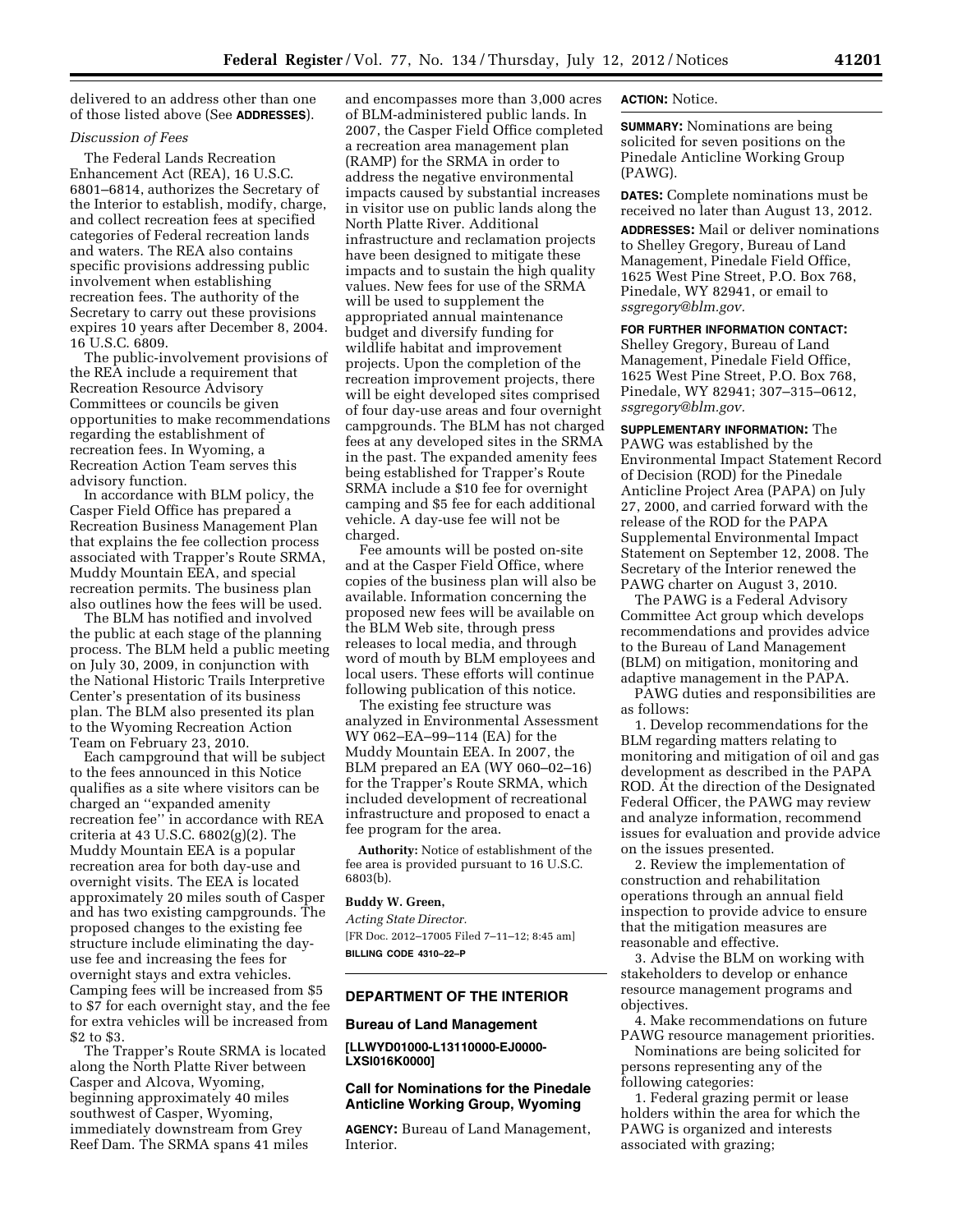delivered to an address other than one of those listed above (See **ADDRESSES**).

*Discussion of Fees*

The Federal Lands Recreation Enhancement Act (REA), 16 U.S.C. 6801–6814, authorizes the Secretary of the Interior to establish, modify, charge, and collect recreation fees at specified categories of Federal recreation lands and waters. The REA also contains specific provisions addressing public involvement when establishing recreation fees. The authority of the Secretary to carry out these provisions expires 10 years after December 8, 2004. 16 U.S.C. 6809.

The public-involvement provisions of the REA include a requirement that Recreation Resource Advisory Committees or councils be given opportunities to make recommendations regarding the establishment of recreation fees. In Wyoming, a Recreation Action Team serves this advisory function.

In accordance with BLM policy, the Casper Field Office has prepared a Recreation Business Management Plan that explains the fee collection process associated with Trapper's Route SRMA, Muddy Mountain EEA, and special recreation permits. The business plan also outlines how the fees will be used.

The BLM has notified and involved the public at each stage of the planning process. The BLM held a public meeting on July 30, 2009, in conjunction with the National Historic Trails Interpretive Center's presentation of its business plan. The BLM also presented its plan to the Wyoming Recreation Action Team on February 23, 2010.

Each campground that will be subject to the fees announced in this Notice qualifies as a site where visitors can be charged an ''expanded amenity recreation fee'' in accordance with REA criteria at 43 U.S.C. 6802(g)(2). The Muddy Mountain EEA is a popular recreation area for both day-use and overnight visits. The EEA is located approximately 20 miles south of Casper and has two existing campgrounds. The proposed changes to the existing fee structure include eliminating the day-use fee and increasing the fees for overnight stays and extra vehicles. Camping fees will be increased from $5 to $7 for each overnight stay, and the fee for extra vehicles will be increased from $2 to $3.

The Trapper's Route SRMA is located along the North Platte River between Casper and Alcova, Wyoming, beginning approximately 40 miles southwest of Casper, Wyoming, immediately downstream from Grey Reef Dam. The SRMA spans 41 miles and encompasses more than 3,000 acres of BLM-administered public lands. In 2007, the Casper Field Office completed a recreation area management plan (RAMP) for the SRMA in order to address the negative environmental impacts caused by substantial increases in visitor use on public lands along the North Platte River. Additional infrastructure and reclamation projects have been designed to mitigate these impacts and to sustain the high quality values. New fees for use of the SRMA will be used to supplement the appropriated annual maintenance budget and diversify funding for wildlife habitat and improvement projects. Upon the completion of the recreation improvement projects, there will be eight developed sites comprised of four day-use areas and four overnight campgrounds. The BLM has not charged fees at any developed sites in the SRMA in the past. The expanded amenity fees being established for Trapper's Route SRMA include a $10 fee for overnight camping and $5 fee for each additional vehicle. A day-use fee will not be charged.

Fee amounts will be posted on-site and at the Casper Field Office, where copies of the business plan will also be available. Information concerning the proposed new fees will be available on the BLM Web site, through press releases to local media, and through word of mouth by BLM employees and local users. These efforts will continue following publication of this notice.

The existing fee structure was analyzed in Environmental Assessment WY 062–EA–99–114 (EA) for the Muddy Mountain EEA. In 2007, the BLM prepared an EA (WY 060–02–16) for the Trapper's Route SRMA, which included development of recreational infrastructure and proposed to enact a fee program for the area.

**Authority:** Notice of establishment of the fee area is provided pursuant to 16 U.S.C. 6803(b).

**Buddy W. Green,**

*Acting State Director.*

[FR Doc. 2012–17005 Filed 7–11–12; 8:45 am]

**BILLING CODE 4310–22–P**

---

## DEPARTMENT OF THE INTERIOR

### Bureau of Land Management

**[LLWYD01000-L13110000-EJ0000-LXSI016K0000]**

### Call for Nominations for the Pinedale Anticline Working Group, Wyoming

**AGENCY:** Bureau of Land Management, Interior.

**ACTION:** Notice.

**SUMMARY:** Nominations are being solicited for seven positions on the Pinedale Anticline Working Group (PAWG).

**DATES:** Complete nominations must be received no later than August 13, 2012.

**ADDRESSES:** Mail or deliver nominations to Shelley Gregory, Bureau of Land Management, Pinedale Field Office, 1625 West Pine Street, P.O. Box 768, Pinedale, WY 82941, or email to *ssgregory@blm.gov.*

**FOR FURTHER INFORMATION CONTACT:** Shelley Gregory, Bureau of Land Management, Pinedale Field Office, 1625 West Pine Street, P.O. Box 768, Pinedale, WY 82941; 307–315–0612, *ssgregory@blm.gov.*

**SUPPLEMENTARY INFORMATION:** The PAWG was established by the Environmental Impact Statement Record of Decision (ROD) for the Pinedale Anticline Project Area (PAPA) on July 27, 2000, and carried forward with the release of the ROD for the PAPA Supplemental Environmental Impact Statement on September 12, 2008. The Secretary of the Interior renewed the PAWG charter on August 3, 2010.

The PAWG is a Federal Advisory Committee Act group which develops recommendations and provides advice to the Bureau of Land Management (BLM) on mitigation, monitoring and adaptive management in the PAPA.

PAWG duties and responsibilities are as follows:

1. Develop recommendations for the BLM regarding matters relating to monitoring and mitigation of oil and gas development as described in the PAPA ROD. At the direction of the Designated Federal Officer, the PAWG may review and analyze information, recommend issues for evaluation and provide advice on the issues presented.
2. Review the implementation of construction and rehabilitation operations through an annual field inspection to provide advice to ensure that the mitigation measures are reasonable and effective.
3. Advise the BLM on working with stakeholders to develop or enhance resource management programs and objectives.
4. Make recommendations on future PAWG resource management priorities.

Nominations are being solicited for persons representing any of the following categories:

1. Federal grazing permit or lease holders within the area for which the PAWG is organized and interests associated with grazing;